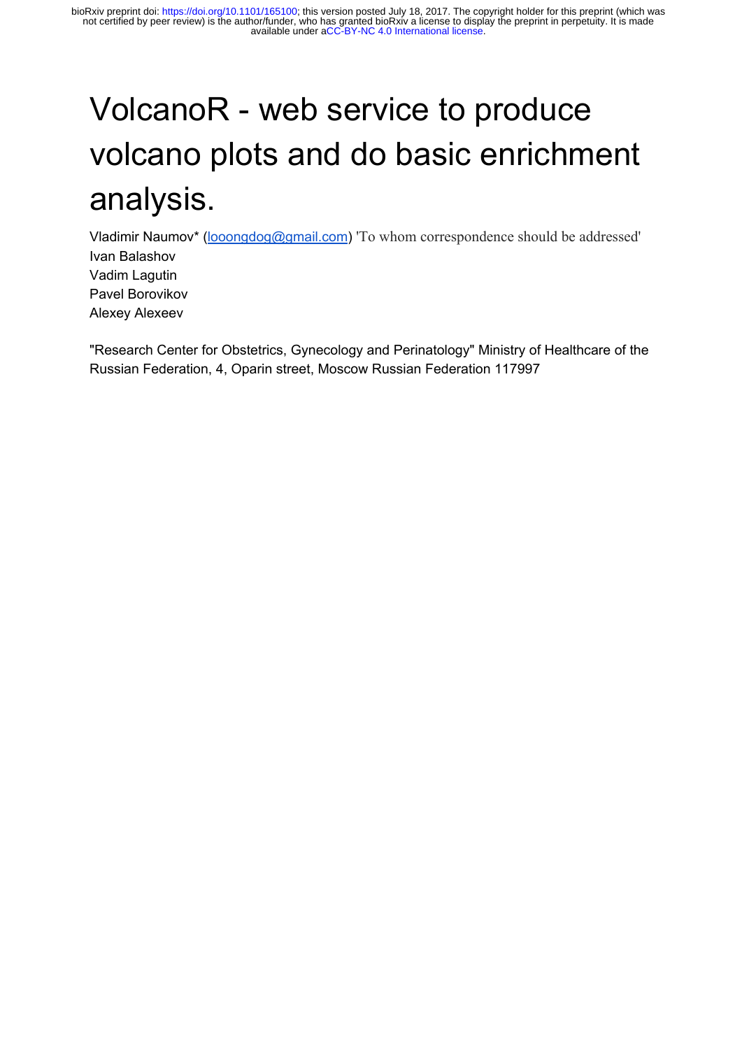# VolcanoR - web service to produce volcano plots and do basic enrichment analysis.

Vladimir Naumov* (looongdog@gmail.com) 'To whom correspondence should be addressed'
Ivan Balashov
Vadim Lagutin
Pavel Borovikov
Alexey Alexeev

"Research Center for Obstetrics, Gynecology and Perinatology" Ministry of Healthcare of the Russian Federation, 4, Oparin street, Moscow Russian Federation 117997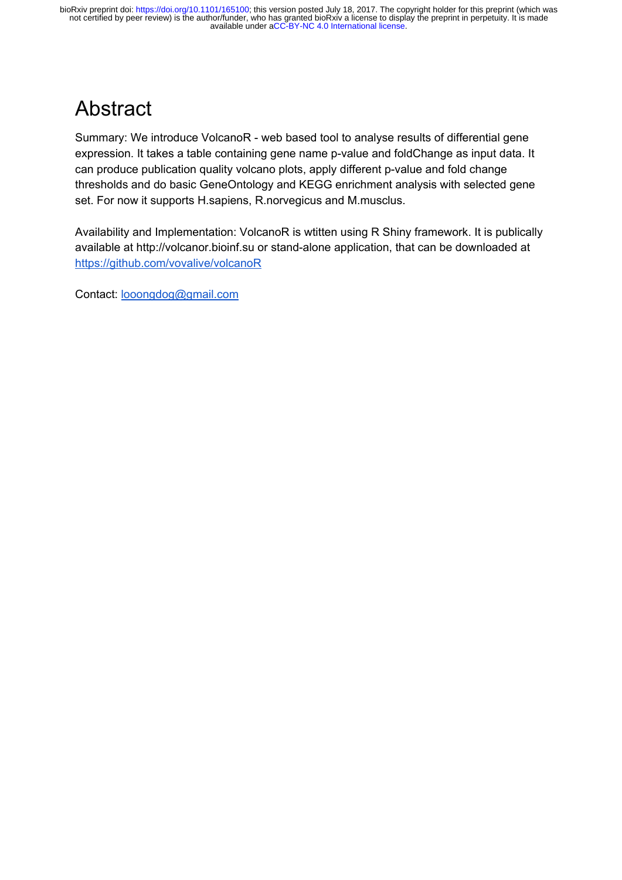# Abstract

Summary: We introduce VolcanoR - web based tool to analyse results of differential gene expression. It takes a table containing gene name p-value and foldChange as input data. It can produce publication quality volcano plots, apply different p-value and fold change thresholds and do basic GeneOntology and KEGG enrichment analysis with selected gene set. For now it supports H.sapiens, R.norvegicus and M.musclus.

Availability and Implementation: VolcanoR is wtitten using R Shiny framework. It is publically available at http://volcanor.bioinf.su or stand-alone application, that can be downloaded at https://github.com/vovalive/volcanoR

Contact: looongdog@gmail.com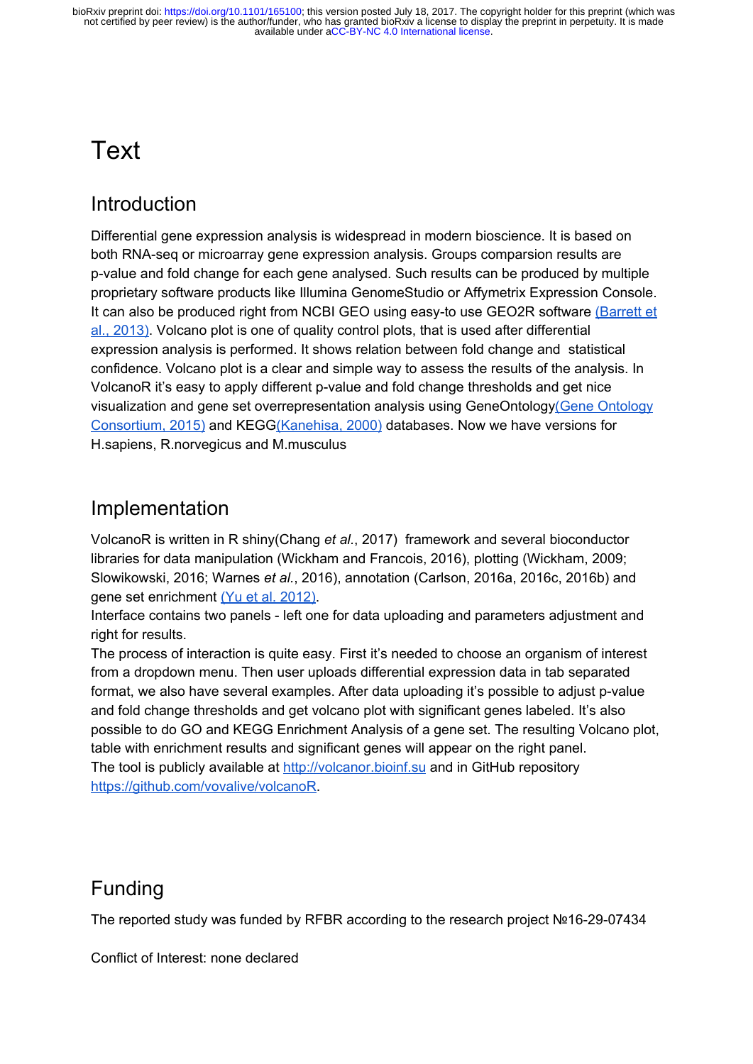# Text

## Introduction

Differential gene expression analysis is widespread in modern bioscience. It is based on both RNA-seq or microarray gene expression analysis. Groups comparsion results are p-value and fold change for each gene analysed. Such results can be produced by multiple proprietary software products like Illumina GenomeStudio or Affymetrix Expression Console. It can also be produced right from NCBI GEO using easy-to use GEO2R software (Barrett et al., 2013). Volcano plot is one of quality control plots, that is used after differential expression analysis is performed. It shows relation between fold change and statistical confidence. Volcano plot is a clear and simple way to assess the results of the analysis. In VolcanoR it's easy to apply different p-value and fold change thresholds and get nice visualization and gene set overrepresentation analysis using GeneOntology(Gene Ontology Consortium, 2015) and KEGG(Kanehisa, 2000) databases. Now we have versions for H.sapiens, R.norvegicus and M.musculus

## Implementation

VolcanoR is written in R shiny(Chang *et al.*, 2017) framework and several bioconductor libraries for data manipulation (Wickham and Francois, 2016), plotting (Wickham, 2009; Slowikowski, 2016; Warnes *et al.*, 2016), annotation (Carlson, 2016a, 2016c, 2016b) and gene set enrichment (Yu et al. 2012).

Interface contains two panels - left one for data uploading and parameters adjustment and right for results.

The process of interaction is quite easy. First it's needed to choose an organism of interest from a dropdown menu. Then user uploads differential expression data in tab separated format, we also have several examples. After data uploading it's possible to adjust p-value and fold change thresholds and get volcano plot with significant genes labeled. It's also possible to do GO and KEGG Enrichment Analysis of a gene set. The resulting Volcano plot, table with enrichment results and significant genes will appear on the right panel.

The tool is publicly available at http://volcanor.bioinf.su and in GitHub repository https://github.com/vovalive/volcanoR.

## Funding

The reported study was funded by RFBR according to the research project №16-29-07434

Conflict of Interest: none declared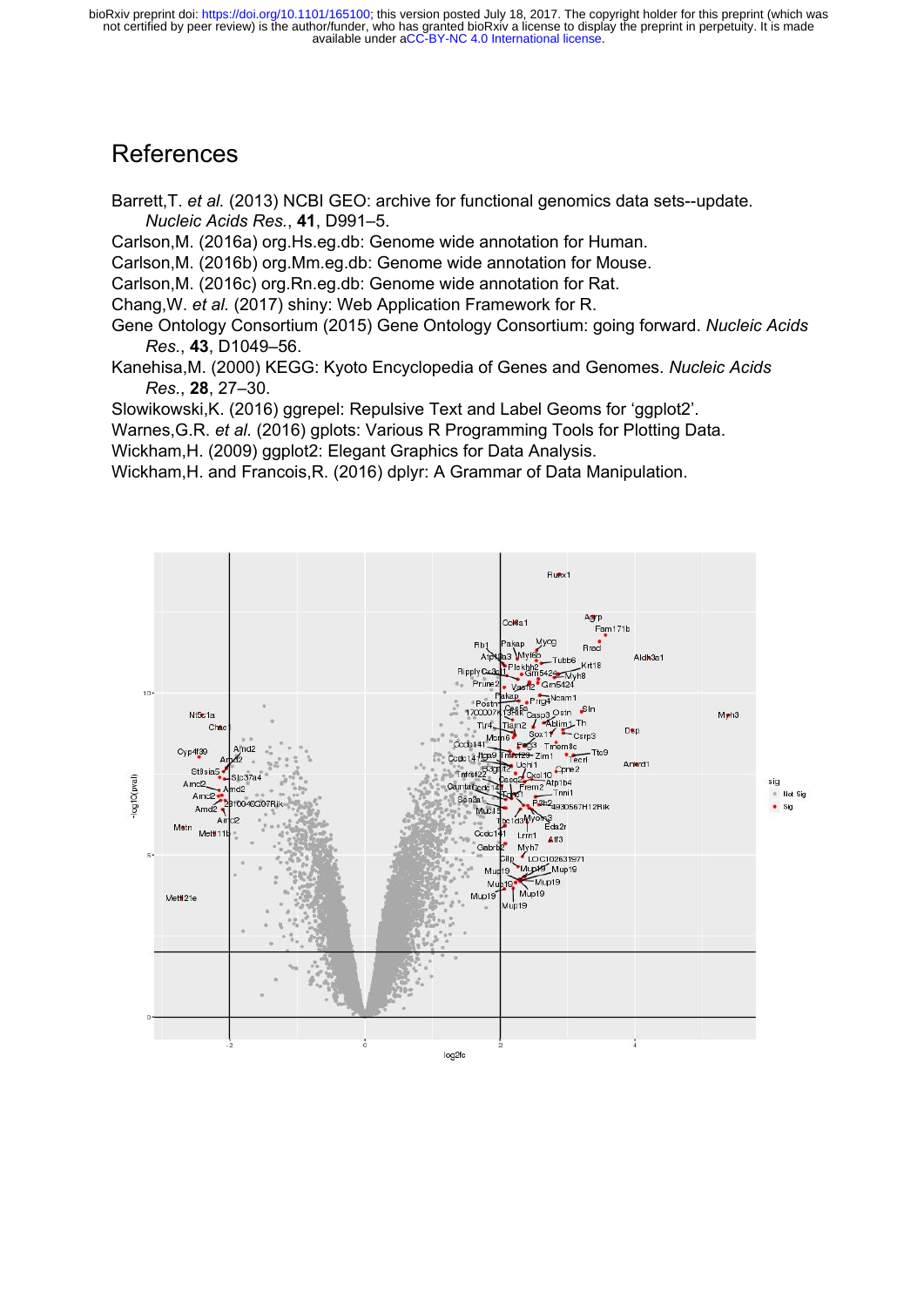# References

Barrett,T. *et al.* (2013) NCBI GEO: archive for functional genomics data sets--update. *Nucleic Acids Res.*, **41**, D991–5.

Carlson,M. (2016a) org.Hs.eg.db: Genome wide annotation for Human.

Carlson,M. (2016b) org.Mm.eg.db: Genome wide annotation for Mouse.

Carlson,M. (2016c) org.Rn.eg.db: Genome wide annotation for Rat.

Chang,W. *et al.* (2017) shiny: Web Application Framework for R.

Gene Ontology Consortium (2015) Gene Ontology Consortium: going forward. *Nucleic Acids Res.*, **43**, D1049–56.

Kanehisa,M. (2000) KEGG: Kyoto Encyclopedia of Genes and Genomes. *Nucleic Acids Res.*, **28**, 27–30.

Slowikowski,K. (2016) ggrepel: Repulsive Text and Label Geoms for 'ggplot2'.

Warnes,G.R. *et al.* (2016) gplots: Various R Programming Tools for Plotting Data.

Wickham,H. (2009) ggplot2: Elegant Graphics for Data Analysis.

Wickham,H. and Francois,R. (2016) dplyr: A Grammar of Data Manipulation.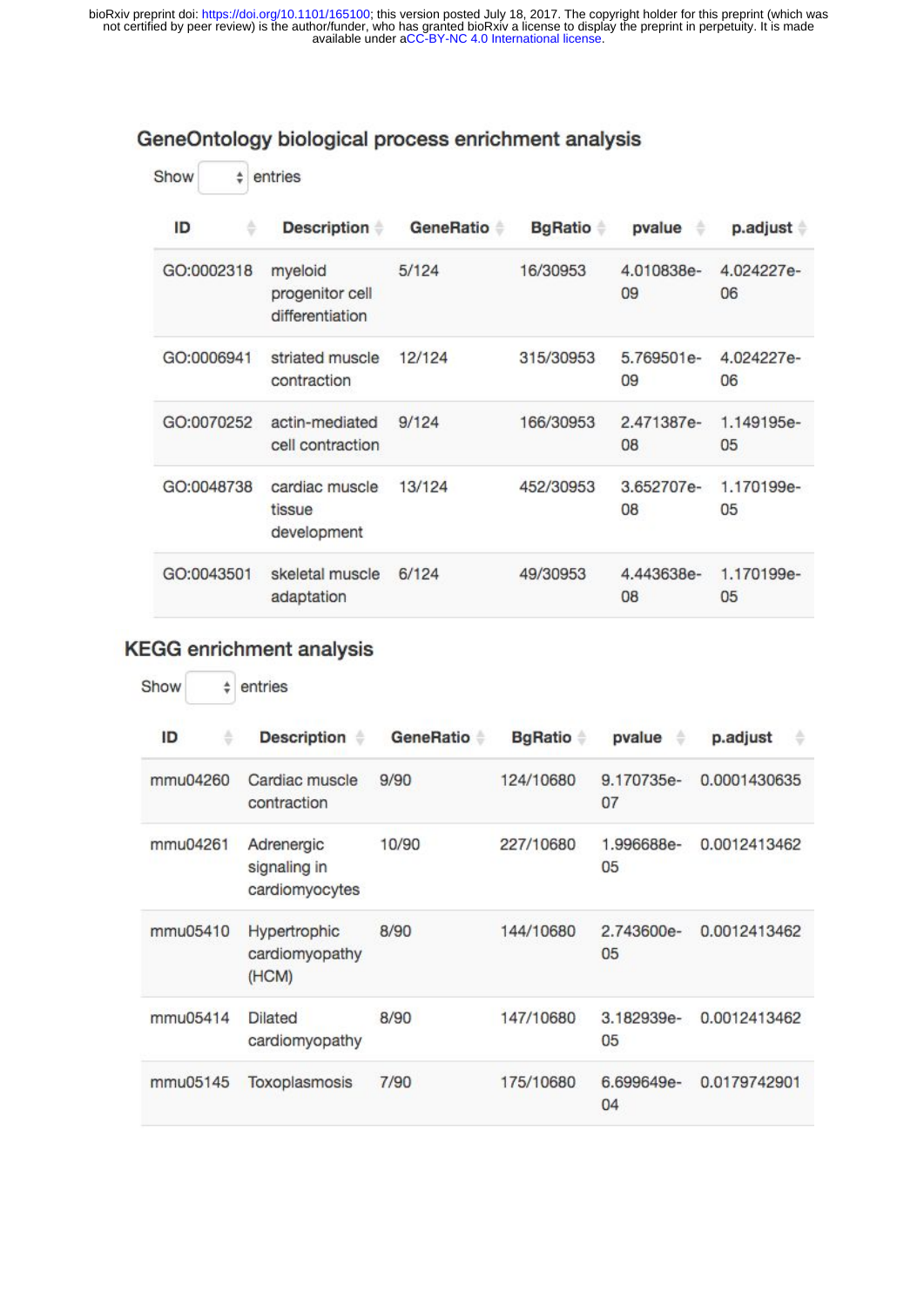## GeneOntology biological process enrichment analysis

Show entries

| ID | Description | GeneRatio | BgRatio | pvalue | p.adjust |
|---|---|---|---|---|---|
| GO:0002318 | myeloid progenitor cell differentiation | 5/124 | 16/30953 | 4.010838e-09 | 4.024227e-06 |
| GO:0006941 | striated muscle contraction | 12/124 | 315/30953 | 5.769501e-09 | 4.024227e-06 |
| GO:0070252 | actin-mediated cell contraction | 9/124 | 166/30953 | 2.471387e-08 | 1.149195e-05 |
| GO:0048738 | cardiac muscle tissue development | 13/124 | 452/30953 | 3.652707e-08 | 1.170199e-05 |
| GO:0043501 | skeletal muscle adaptation | 6/124 | 49/30953 | 4.443638e-08 | 1.170199e-05 |

## KEGG enrichment analysis

Show entries

| ID | Description | GeneRatio | BgRatio | pvalue | p.adjust |
|---|---|---|---|---|---|
| mmu04260 | Cardiac muscle contraction | 9/90 | 124/10680 | 9.170735e-07 | 0.0001430635 |
| mmu04261 | Adrenergic signaling in cardiomyocytes | 10/90 | 227/10680 | 1.996688e-05 | 0.0012413462 |
| mmu05410 | Hypertrophic cardiomyopathy (HCM) | 8/90 | 144/10680 | 2.743600e-05 | 0.0012413462 |
| mmu05414 | Dilated cardiomyopathy | 8/90 | 147/10680 | 3.182939e-05 | 0.0012413462 |
| mmu05145 | Toxoplasmosis | 7/90 | 175/10680 | 6.699649e-04 | 0.0179742901 |